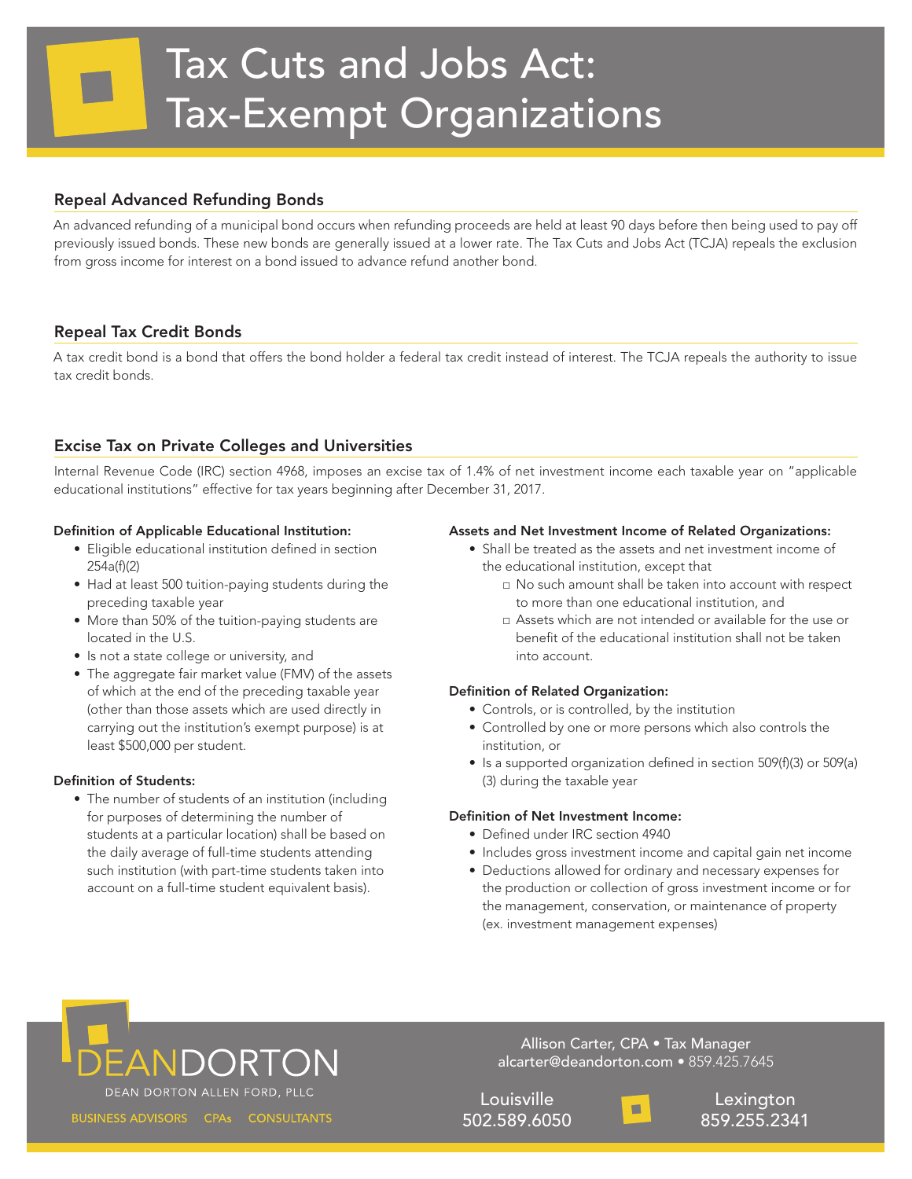# Tax Cuts and Jobs Act: Tax-Exempt Organizations

## Repeal Advanced Refunding Bonds

An advanced refunding of a municipal bond occurs when refunding proceeds are held at least 90 days before then being used to pay off previously issued bonds. These new bonds are generally issued at a lower rate. The Tax Cuts and Jobs Act (TCJA) repeals the exclusion from gross income for interest on a bond issued to advance refund another bond.

## Repeal Tax Credit Bonds

A tax credit bond is a bond that offers the bond holder a federal tax credit instead of interest. The TCJA repeals the authority to issue tax credit bonds.

## Excise Tax on Private Colleges and Universities

Internal Revenue Code (IRC) section 4968, imposes an excise tax of 1.4% of net investment income each taxable year on "applicable educational institutions" effective for tax years beginning after December 31, 2017.

**Definition of Applicable Educational Institution:**

- Eligible educational institution defined in section 254a(f)(2)
- Had at least 500 tuition-paying students during the preceding taxable year
- More than 50% of the tuition-paying students are located in the U.S.
- Is not a state college or university, and
- The aggregate fair market value (FMV) of the assets of which at the end of the preceding taxable year (other than those assets which are used directly in carrying out the institution's exempt purpose) is at least $500,000 per student.

**Definition of Students:**

- The number of students of an institution (including for purposes of determining the number of students at a particular location) shall be based on the daily average of full-time students attending such institution (with part-time students taken into account on a full-time student equivalent basis).

**Assets and Net Investment Income of Related Organizations:**

- Shall be treated as the assets and net investment income of the educational institution, except that
  - No such amount shall be taken into account with respect to more than one educational institution, and
  - Assets which are not intended or available for the use or benefit of the educational institution shall not be taken into account.

**Definition of Related Organization:**

- Controls, or is controlled, by the institution
- Controlled by one or more persons which also controls the institution, or
- Is a supported organization defined in section 509(f)(3) or 509(a)(3) during the taxable year

**Definition of Net Investment Income:**

- Defined under IRC section 4940
- Includes gross investment income and capital gain net income
- Deductions allowed for ordinary and necessary expenses for the production or collection of gross investment income or for the management, conservation, or maintenance of property (ex. investment management expenses)

DEANDORTON
DEAN DORTON ALLEN FORD, PLLC
BUSINESS ADVISORS CPAs CONSULTANTS

Allison Carter, CPA • Tax Manager
alcarter@deandorton.com • 859.425.7645

Louisville 502.589.6050

Lexington 859.255.2341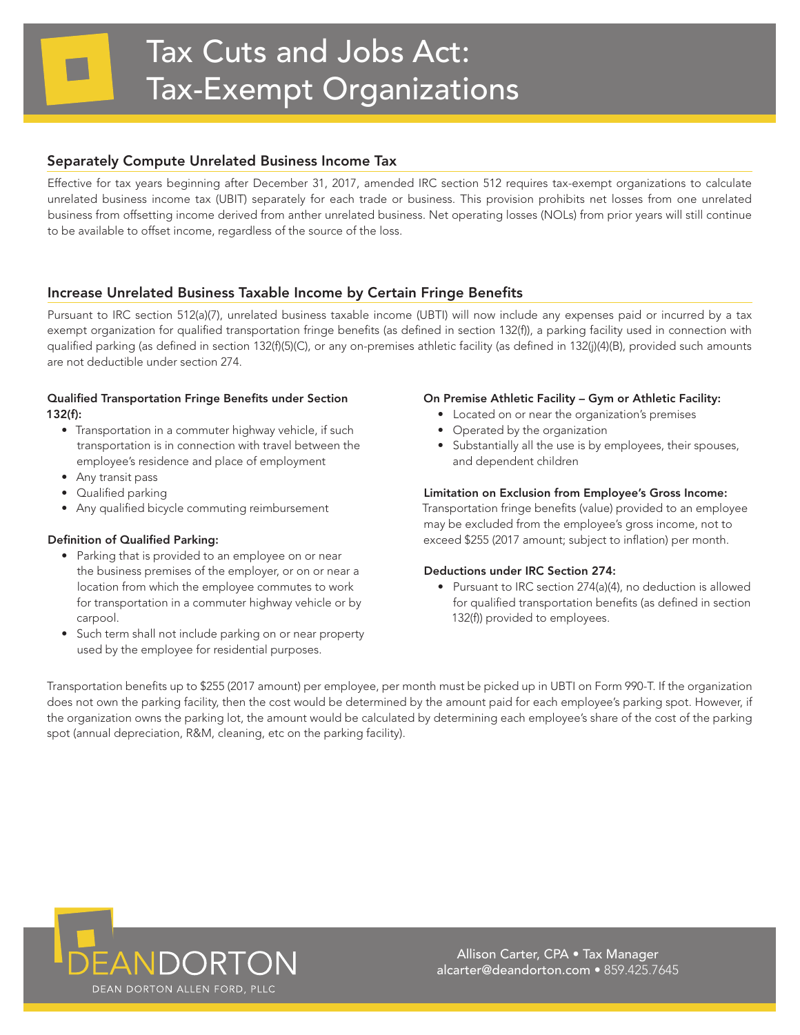# Tax Cuts and Jobs Act: Tax-Exempt Organizations

## Separately Compute Unrelated Business Income Tax

Effective for tax years beginning after December 31, 2017, amended IRC section 512 requires tax-exempt organizations to calculate unrelated business income tax (UBIT) separately for each trade or business. This provision prohibits net losses from one unrelated business from offsetting income derived from anther unrelated business. Net operating losses (NOLs) from prior years will still continue to be available to offset income, regardless of the source of the loss.

## Increase Unrelated Business Taxable Income by Certain Fringe Benefits

Pursuant to IRC section 512(a)(7), unrelated business taxable income (UBTI) will now include any expenses paid or incurred by a tax exempt organization for qualified transportation fringe benefits (as defined in section 132(f)), a parking facility used in connection with qualified parking (as defined in section 132(f)(5)(C), or any on-premises athletic facility (as defined in 132(j)(4)(B), provided such amounts are not deductible under section 274.

**Qualified Transportation Fringe Benefits under Section 132(f):**

- Transportation in a commuter highway vehicle, if such transportation is in connection with travel between the employee's residence and place of employment
- Any transit pass
- Qualified parking
- Any qualified bicycle commuting reimbursement

**Definition of Qualified Parking:**

- Parking that is provided to an employee on or near the business premises of the employer, or on or near a location from which the employee commutes to work for transportation in a commuter highway vehicle or by carpool.
- Such term shall not include parking on or near property used by the employee for residential purposes.

**On Premise Athletic Facility – Gym or Athletic Facility:**

- Located on or near the organization's premises
- Operated by the organization
- Substantially all the use is by employees, their spouses, and dependent children

**Limitation on Exclusion from Employee's Gross Income:**
Transportation fringe benefits (value) provided to an employee may be excluded from the employee's gross income, not to exceed $255 (2017 amount; subject to inflation) per month.

**Deductions under IRC Section 274:**

- Pursuant to IRC section 274(a)(4), no deduction is allowed for qualified transportation benefits (as defined in section 132(f)) provided to employees.

Transportation benefits up to $255 (2017 amount) per employee, per month must be picked up in UBTI on Form 990-T. If the organization does not own the parking facility, then the cost would be determined by the amount paid for each employee's parking spot. However, if the organization owns the parking lot, the amount would be calculated by determining each employee's share of the cost of the parking spot (annual depreciation, R&M, cleaning, etc on the parking facility).

DEANDORTON
DEAN DORTON ALLEN FORD, PLLC

Allison Carter, CPA • Tax Manager
alcarter@deandorton.com • 859.425.7645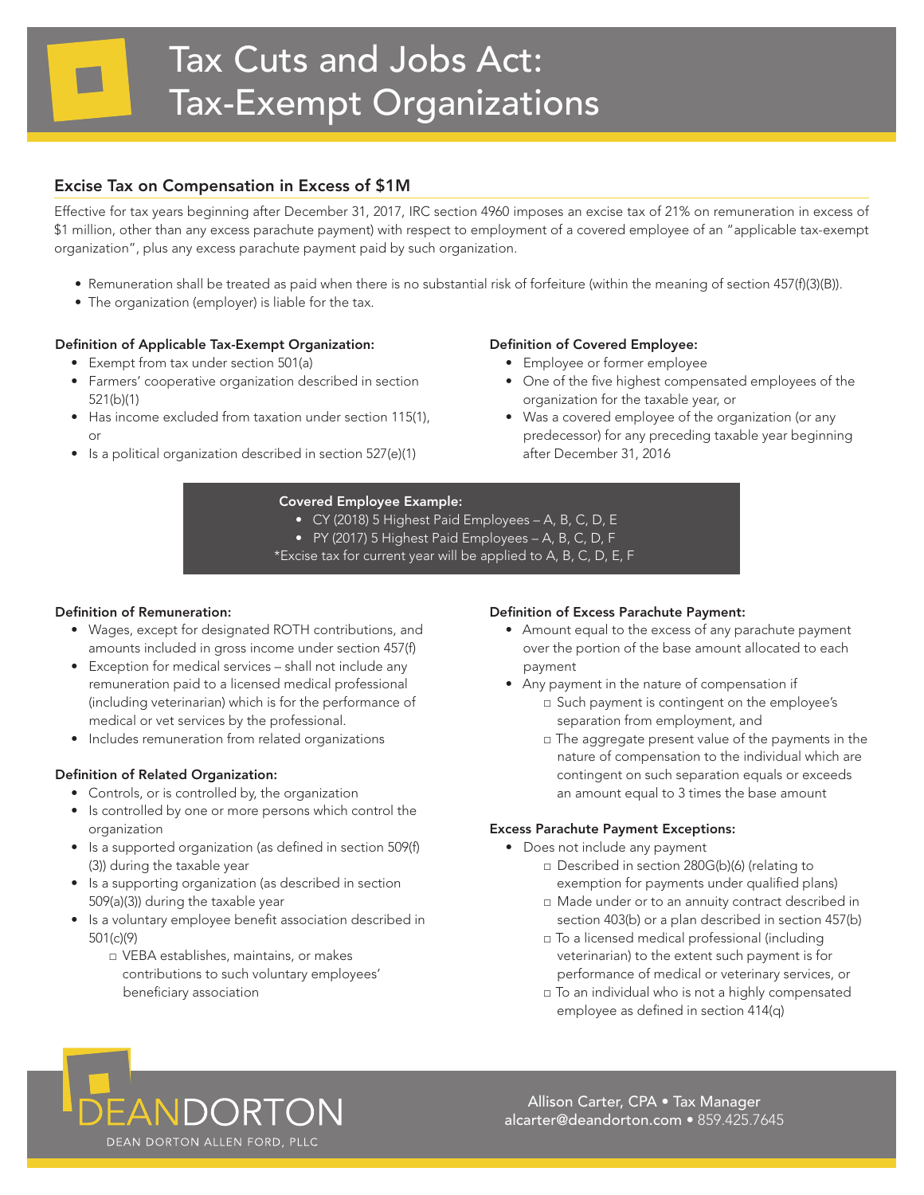# Tax Cuts and Jobs Act: Tax-Exempt Organizations

## Excise Tax on Compensation in Excess of $1M

Effective for tax years beginning after December 31, 2017, IRC section 4960 imposes an excise tax of 21% on remuneration in excess of $1 million, other than any excess parachute payment) with respect to employment of a covered employee of an "applicable tax-exempt organization", plus any excess parachute payment paid by such organization.

- Remuneration shall be treated as paid when there is no substantial risk of forfeiture (within the meaning of section 457(f)(3)(B)).
- The organization (employer) is liable for the tax.

### Definition of Applicable Tax-Exempt Organization:

- Exempt from tax under section 501(a)
- Farmers' cooperative organization described in section 521(b)(1)
- Has income excluded from taxation under section 115(1), or
- Is a political organization described in section 527(e)(1)

### Definition of Covered Employee:

- Employee or former employee
- One of the five highest compensated employees of the organization for the taxable year, or
- Was a covered employee of the organization (or any predecessor) for any preceding taxable year beginning after December 31, 2016

**Covered Employee Example:**

- CY (2018) 5 Highest Paid Employees – A, B, C, D, E
- PY (2017) 5 Highest Paid Employees – A, B, C, D, F

*Excise tax for current year will be applied to A, B, C, D, E, F

### Definition of Remuneration:

- Wages, except for designated ROTH contributions, and amounts included in gross income under section 457(f)
- Exception for medical services – shall not include any remuneration paid to a licensed medical professional (including veterinarian) which is for the performance of medical or vet services by the professional.
- Includes remuneration from related organizations

### Definition of Related Organization:

- Controls, or is controlled by, the organization
- Is controlled by one or more persons which control the organization
- Is a supported organization (as defined in section 509(f)(3)) during the taxable year
- Is a supporting organization (as described in section 509(a)(3)) during the taxable year
- Is a voluntary employee benefit association described in 501(c)(9)
  - VEBA establishes, maintains, or makes contributions to such voluntary employees' beneficiary association

### Definition of Excess Parachute Payment:

- Amount equal to the excess of any parachute payment over the portion of the base amount allocated to each payment
- Any payment in the nature of compensation if
  - Such payment is contingent on the employee's separation from employment, and
  - The aggregate present value of the payments in the nature of compensation to the individual which are contingent on such separation equals or exceeds an amount equal to 3 times the base amount

### Excess Parachute Payment Exceptions:

- Does not include any payment
  - Described in section 280G(b)(6) (relating to exemption for payments under qualified plans)
  - Made under or to an annuity contract described in section 403(b) or a plan described in section 457(b)
  - To a licensed medical professional (including veterinarian) to the extent such payment is for performance of medical or veterinary services, or
  - To an individual who is not a highly compensated employee as defined in section 414(q)

DEANDORTON
DEAN DORTON ALLEN FORD, PLLC

Allison Carter, CPA • Tax Manager
alcarter@deandorton.com • 859.425.7645